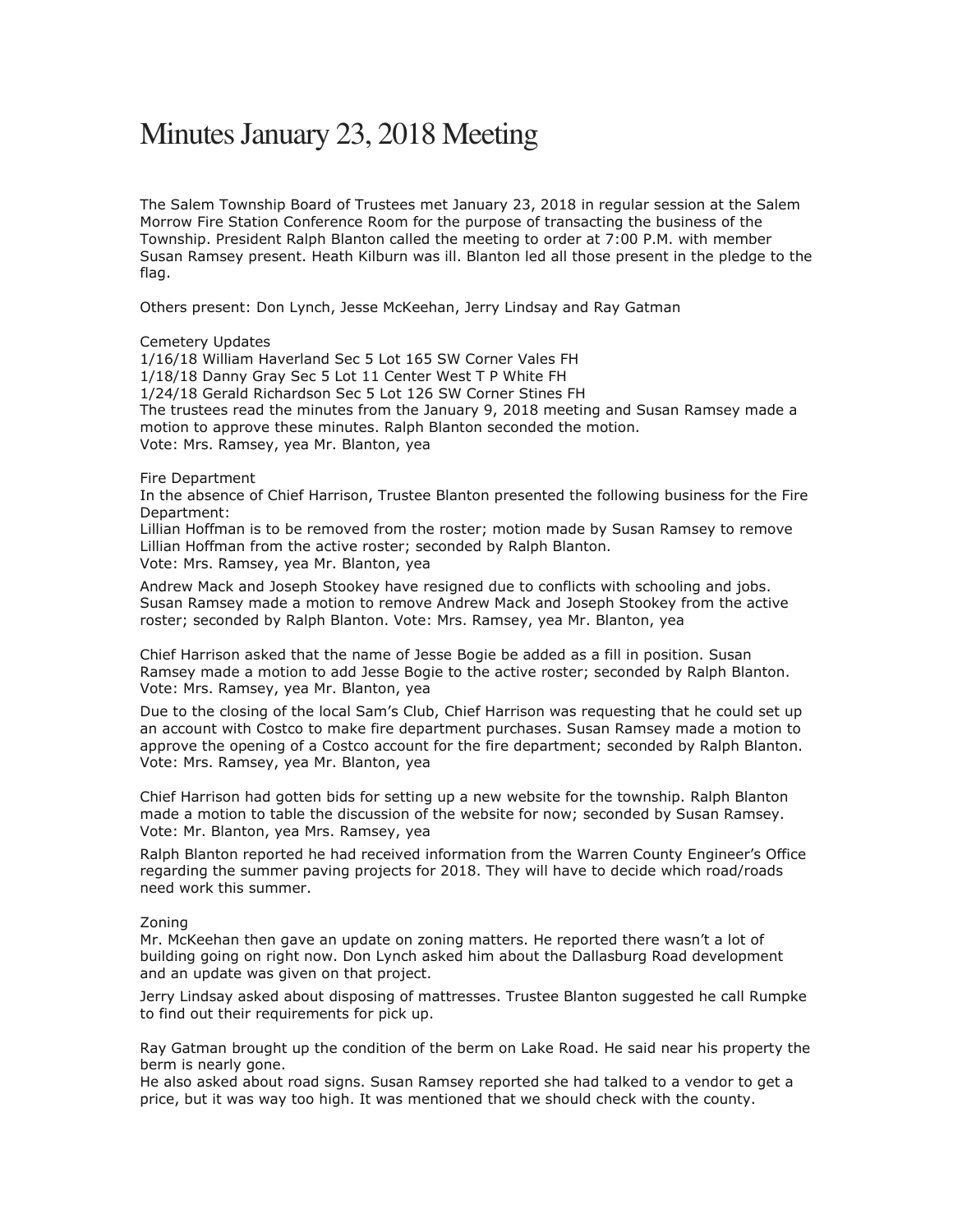# Minutes January 23, 2018 Meeting

The Salem Township Board of Trustees met January 23, 2018 in regular session at the Salem Morrow Fire Station Conference Room for the purpose of transacting the business of the Township. President Ralph Blanton called the meeting to order at 7:00 P.M. with member Susan Ramsey present. Heath Kilburn was ill. Blanton led all those present in the pledge to the flag.

Others present: Don Lynch, Jesse McKeehan, Jerry Lindsay and Ray Gatman

Cemetery Updates
1/16/18 William Haverland Sec 5 Lot 165 SW Corner Vales FH
1/18/18 Danny Gray Sec 5 Lot 11 Center West T P White FH
1/24/18 Gerald Richardson Sec 5 Lot 126 SW Corner Stines FH
The trustees read the minutes from the January 9, 2018 meeting and Susan Ramsey made a motion to approve these minutes. Ralph Blanton seconded the motion.
Vote: Mrs. Ramsey, yea Mr. Blanton, yea

Fire Department
In the absence of Chief Harrison, Trustee Blanton presented the following business for the Fire Department:
Lillian Hoffman is to be removed from the roster; motion made by Susan Ramsey to remove Lillian Hoffman from the active roster; seconded by Ralph Blanton.
Vote: Mrs. Ramsey, yea Mr. Blanton, yea

Andrew Mack and Joseph Stookey have resigned due to conflicts with schooling and jobs. Susan Ramsey made a motion to remove Andrew Mack and Joseph Stookey from the active roster; seconded by Ralph Blanton. Vote: Mrs. Ramsey, yea Mr. Blanton, yea

Chief Harrison asked that the name of Jesse Bogie be added as a fill in position. Susan Ramsey made a motion to add Jesse Bogie to the active roster; seconded by Ralph Blanton.
Vote: Mrs. Ramsey, yea Mr. Blanton, yea

Due to the closing of the local Sam's Club, Chief Harrison was requesting that he could set up an account with Costco to make fire department purchases. Susan Ramsey made a motion to approve the opening of a Costco account for the fire department; seconded by Ralph Blanton.
Vote: Mrs. Ramsey, yea Mr. Blanton, yea

Chief Harrison had gotten bids for setting up a new website for the township. Ralph Blanton made a motion to table the discussion of the website for now; seconded by Susan Ramsey.
Vote: Mr. Blanton, yea Mrs. Ramsey, yea

Ralph Blanton reported he had received information from the Warren County Engineer's Office regarding the summer paving projects for 2018. They will have to decide which road/roads need work this summer.

Zoning
Mr. McKeehan then gave an update on zoning matters. He reported there wasn't a lot of building going on right now. Don Lynch asked him about the Dallasburg Road development and an update was given on that project.

Jerry Lindsay asked about disposing of mattresses. Trustee Blanton suggested he call Rumpke to find out their requirements for pick up.

Ray Gatman brought up the condition of the berm on Lake Road. He said near his property the berm is nearly gone.
He also asked about road signs. Susan Ramsey reported she had talked to a vendor to get a price, but it was way too high. It was mentioned that we should check with the county.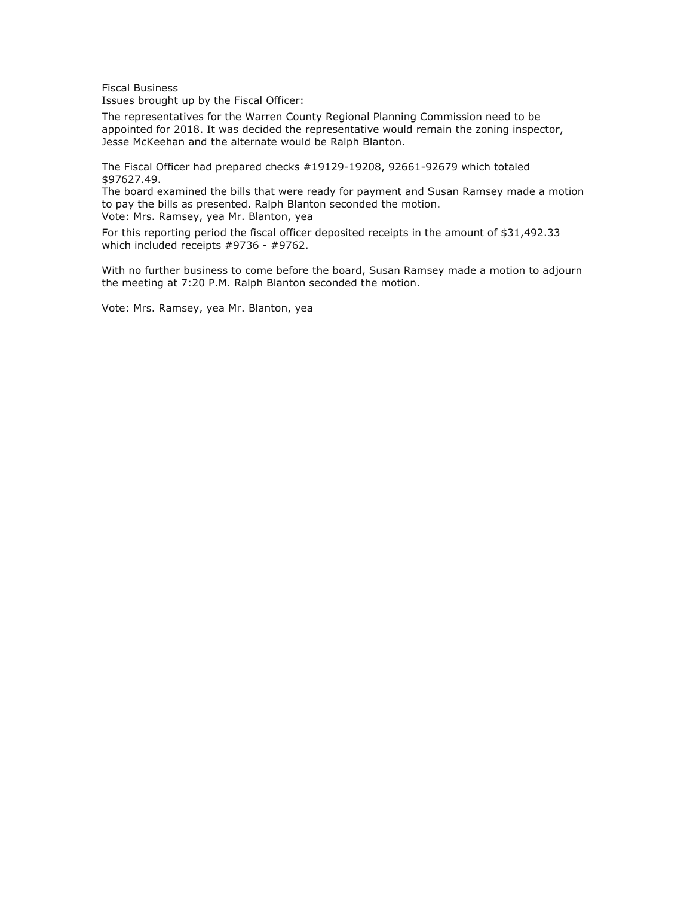Fiscal Business
Issues brought up by the Fiscal Officer:

The representatives for the Warren County Regional Planning Commission need to be appointed for 2018. It was decided the representative would remain the zoning inspector, Jesse McKeehan and the alternate would be Ralph Blanton.

The Fiscal Officer had prepared checks #19129-19208, 92661-92679 which totaled $97627.49.
The board examined the bills that were ready for payment and Susan Ramsey made a motion to pay the bills as presented. Ralph Blanton seconded the motion.
Vote: Mrs. Ramsey, yea Mr. Blanton, yea

For this reporting period the fiscal officer deposited receipts in the amount of $31,492.33 which included receipts #9736 - #9762.

With no further business to come before the board, Susan Ramsey made a motion to adjourn the meeting at 7:20 P.M. Ralph Blanton seconded the motion.

Vote: Mrs. Ramsey, yea Mr. Blanton, yea